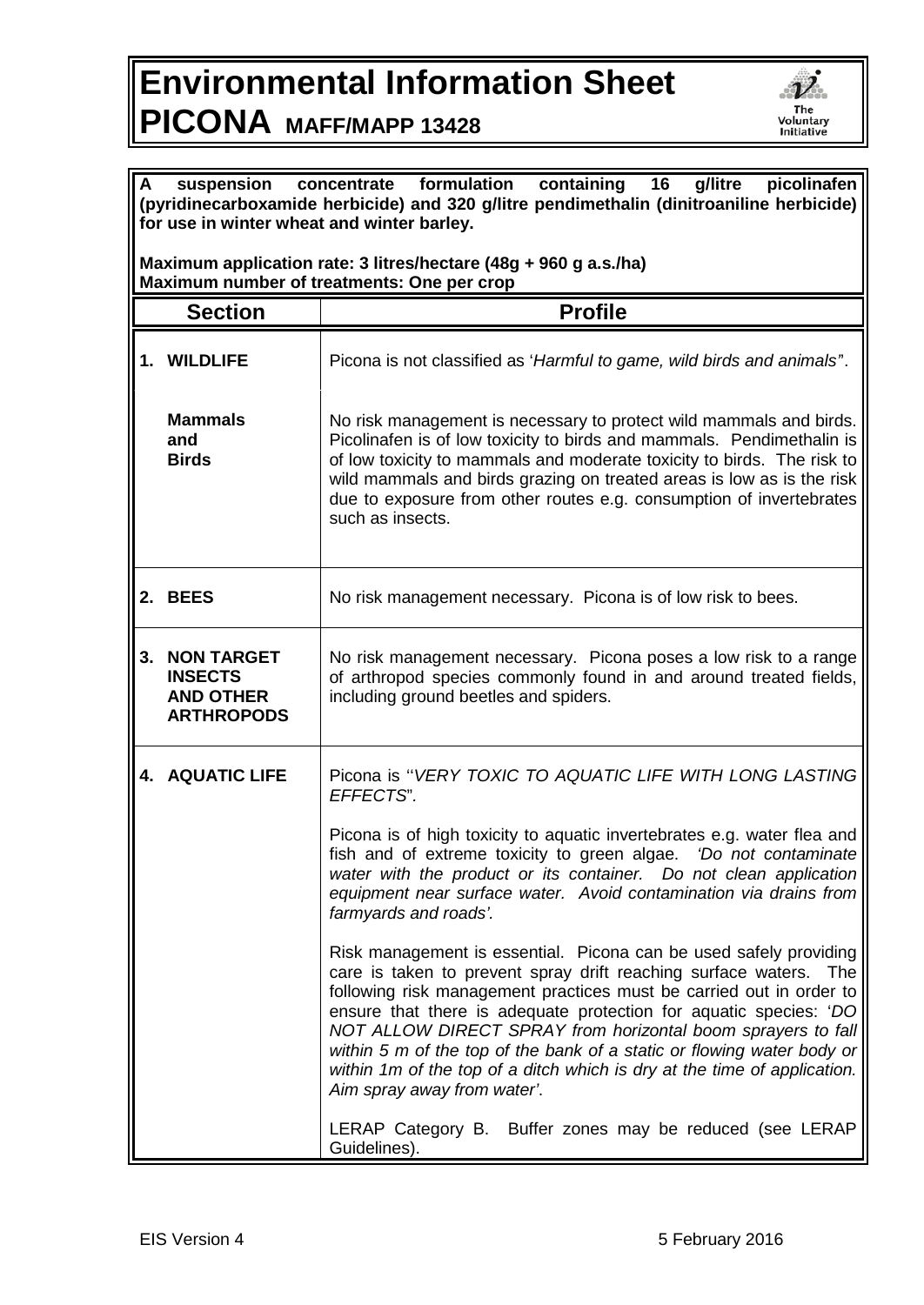# Environmental Information Sheet

## PICONA MAFF/MAPP 13428

**A suspension concentrate formulation containing 16 g/litre picolinafen (pyridinecarboxamide herbicide) and 320 g/litre pendimethalin (dinitroaniline herbicide) for use in winter wheat and winter barley.**

**Maximum application rate: 3 litres/hectare (48g + 960 g a.s./ha)**
**Maximum number of treatments: One per crop**

| Section | Profile |
|---|---|
| **1. WILDLIFE** | Picona is not classified as '*Harmful to game, wild birds and animals*". |
| **Mammals and Birds** | No risk management is necessary to protect wild mammals and birds. Picolinafen is of low toxicity to birds and mammals. Pendimethalin is of low toxicity to mammals and moderate toxicity to birds. The risk to wild mammals and birds grazing on treated areas is low as is the risk due to exposure from other routes e.g. consumption of invertebrates such as insects. |
| **2. BEES** | No risk management necessary. Picona is of low risk to bees. |
| **3. NON TARGET INSECTS AND OTHER ARTHROPODS** | No risk management necessary. Picona poses a low risk to a range of arthropod species commonly found in and around treated fields, including ground beetles and spiders. |
| **4. AQUATIC LIFE** | Picona is ''*VERY TOXIC TO AQUATIC LIFE WITH LONG LASTING EFFECTS*".<br><br>Picona is of high toxicity to aquatic invertebrates e.g. water flea and fish and of extreme toxicity to green algae. *'Do not contaminate water with the product or its container. Do not clean application equipment near surface water. Avoid contamination via drains from farmyards and roads'.*<br><br>Risk management is essential. Picona can be used safely providing care is taken to prevent spray drift reaching surface waters. The following risk management practices must be carried out in order to ensure that there is adequate protection for aquatic species: '*DO NOT ALLOW DIRECT SPRAY from horizontal boom sprayers to fall within 5 m of the top of the bank of a static or flowing water body or within 1m of the top of a ditch which is dry at the time of application. Aim spray away from water'*.<br><br>LERAP Category B. Buffer zones may be reduced (see LERAP Guidelines). |

EIS Version 4 5 February 2016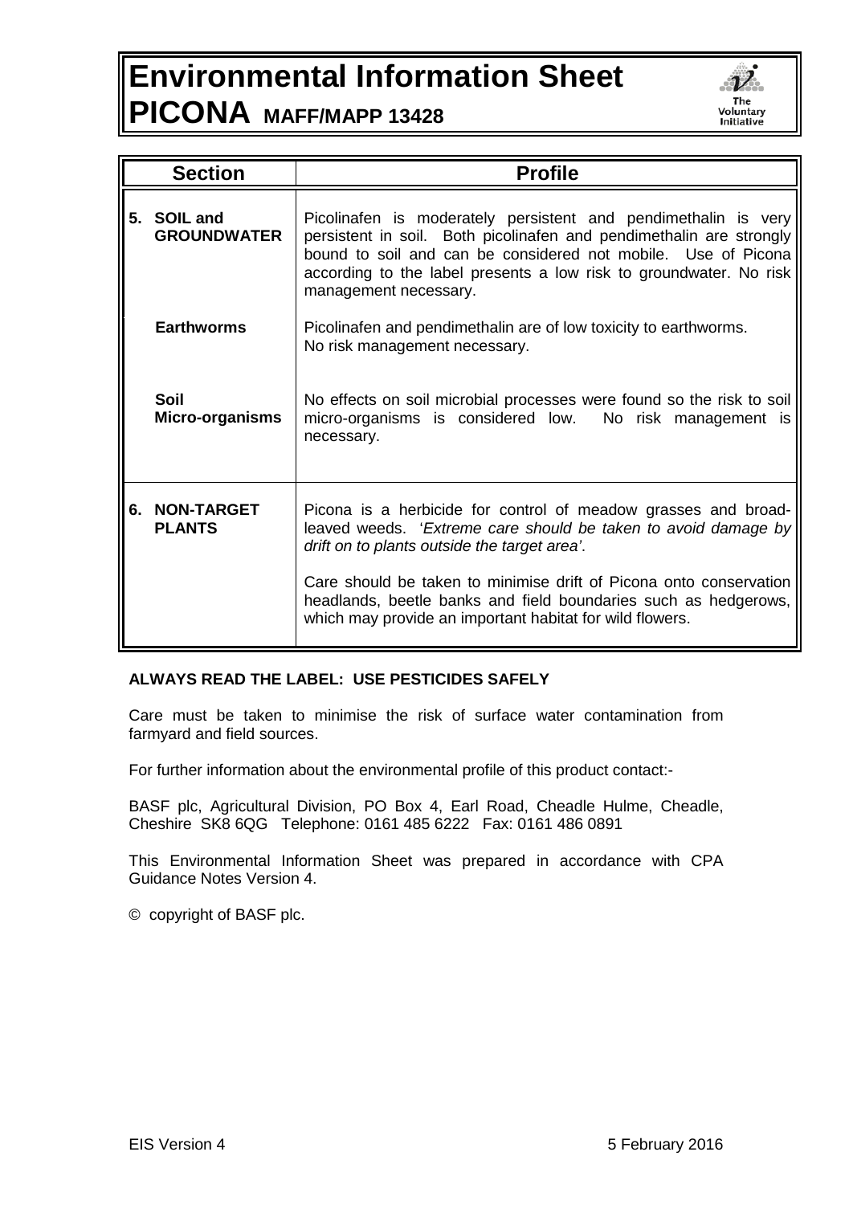# Environmental Information Sheet
## PICONA MAFF/MAPP 13428

| Section | Profile |
|---|---|
| **5. SOIL and GROUNDWATER** | Picolinafen is moderately persistent and pendimethalin is very persistent in soil. Both picolinafen and pendimethalin are strongly bound to soil and can be considered not mobile. Use of Picona according to the label presents a low risk to groundwater. No risk management necessary. |
| **Earthworms** | Picolinafen and pendimethalin are of low toxicity to earthworms. No risk management necessary. |
| **Soil Micro-organisms** | No effects on soil microbial processes were found so the risk to soil micro-organisms is considered low. No risk management is necessary. |
| **6. NON-TARGET PLANTS** | Picona is a herbicide for control of meadow grasses and broad-leaved weeds. '*Extreme care should be taken to avoid damage by drift on to plants outside the target area*'.<br><br>Care should be taken to minimise drift of Picona onto conservation headlands, beetle banks and field boundaries such as hedgerows, which may provide an important habitat for wild flowers. |

**ALWAYS READ THE LABEL: USE PESTICIDES SAFELY**

Care must be taken to minimise the risk of surface water contamination from farmyard and field sources.

For further information about the environmental profile of this product contact:-

BASF plc, Agricultural Division, PO Box 4, Earl Road, Cheadle Hulme, Cheadle, Cheshire SK8 6QG Telephone: 0161 485 6222 Fax: 0161 486 0891

This Environmental Information Sheet was prepared in accordance with CPA Guidance Notes Version 4.

© copyright of BASF plc.

EIS Version 4 5 February 2016